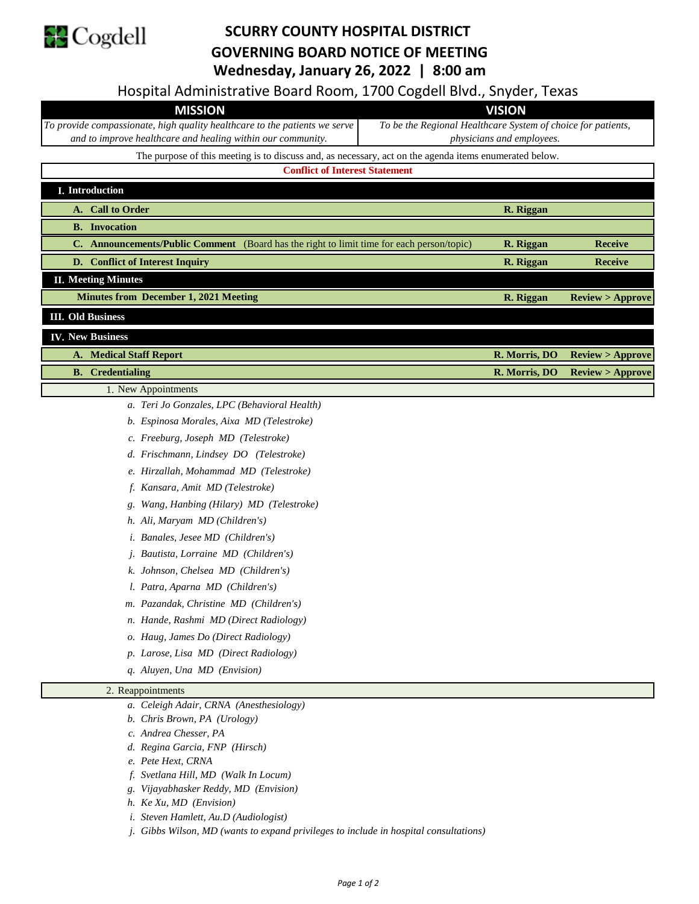Cogdell

# SCURRY COUNTY HOSPITAL DISTRICT
# GOVERNING BOARD NOTICE OF MEETING
## Wednesday, January 26, 2022 | 8:00 am

Hospital Administrative Board Room, 1700 Cogdell Blvd., Snyder, Texas

| MISSION | VISION |
|---|---|
| *To provide compassionate, high quality healthcare to the patients we serve and to improve healthcare and healing within our community.* | *To be the Regional Healthcare System of choice for patients, physicians and employees.* |

The purpose of this meeting is to discuss and, as necessary, act on the agenda items enumerated below.

**Conflict of Interest Statement**

| | | |
|---|---|---|
| **I. Introduction** | | |
| **A. Call to Order** | **R. Riggan** | |
| **B. Invocation** | | |
| **C. Announcements/Public Comment** (Board has the right to limit time for each person/topic) | **R. Riggan** | **Receive** |
| **D. Conflict of Interest Inquiry** | **R. Riggan** | **Receive** |
| **II. Meeting Minutes** | | |
| **Minutes from December 1, 2021 Meeting** | **R. Riggan** | **Review > Approve** |
| **III. Old Business** | | |
| **IV. New Business** | | |
| **A. Medical Staff Report** | **R. Morris, DO** | **Review > Approve** |
| **B. Credentialing** | **R. Morris, DO** | **Review > Approve** |

1. New Appointments
   - *a. Teri Jo Gonzales, LPC (Behavioral Health)*
   - *b. Espinosa Morales, Aixa MD (Telestroke)*
   - *c. Freeburg, Joseph MD (Telestroke)*
   - *d. Frischmann, Lindsey DO (Telestroke)*
   - *e. Hirzallah, Mohammad MD (Telestroke)*
   - *f. Kansara, Amit MD (Telestroke)*
   - *g. Wang, Hanbing (Hilary) MD (Telestroke)*
   - *h. Ali, Maryam MD (Children's)*
   - *i. Banales, Jesee MD (Children's)*
   - *j. Bautista, Lorraine MD (Children's)*
   - *k. Johnson, Chelsea MD (Children's)*
   - *l. Patra, Aparna MD (Children's)*
   - *m. Pazandak, Christine MD (Children's)*
   - *n. Hande, Rashmi MD (Direct Radiology)*
   - *o. Haug, James Do (Direct Radiology)*
   - *p. Larose, Lisa MD (Direct Radiology)*
   - *q. Aluyen, Una MD (Envision)*

2. Reappointments
   - *a. Celeigh Adair, CRNA (Anesthesiology)*
   - *b. Chris Brown, PA (Urology)*
   - *c. Andrea Chesser, PA*
   - *d. Regina Garcia, FNP (Hirsch)*
   - *e. Pete Hext, CRNA*
   - *f. Svetlana Hill, MD (Walk In Locum)*
   - *g. Vijayabhasker Reddy, MD (Envision)*
   - *h. Ke Xu, MD (Envision)*
   - *i. Steven Hamlett, Au.D (Audiologist)*
   - *j. Gibbs Wilson, MD (wants to expand privileges to include in hospital consultations)*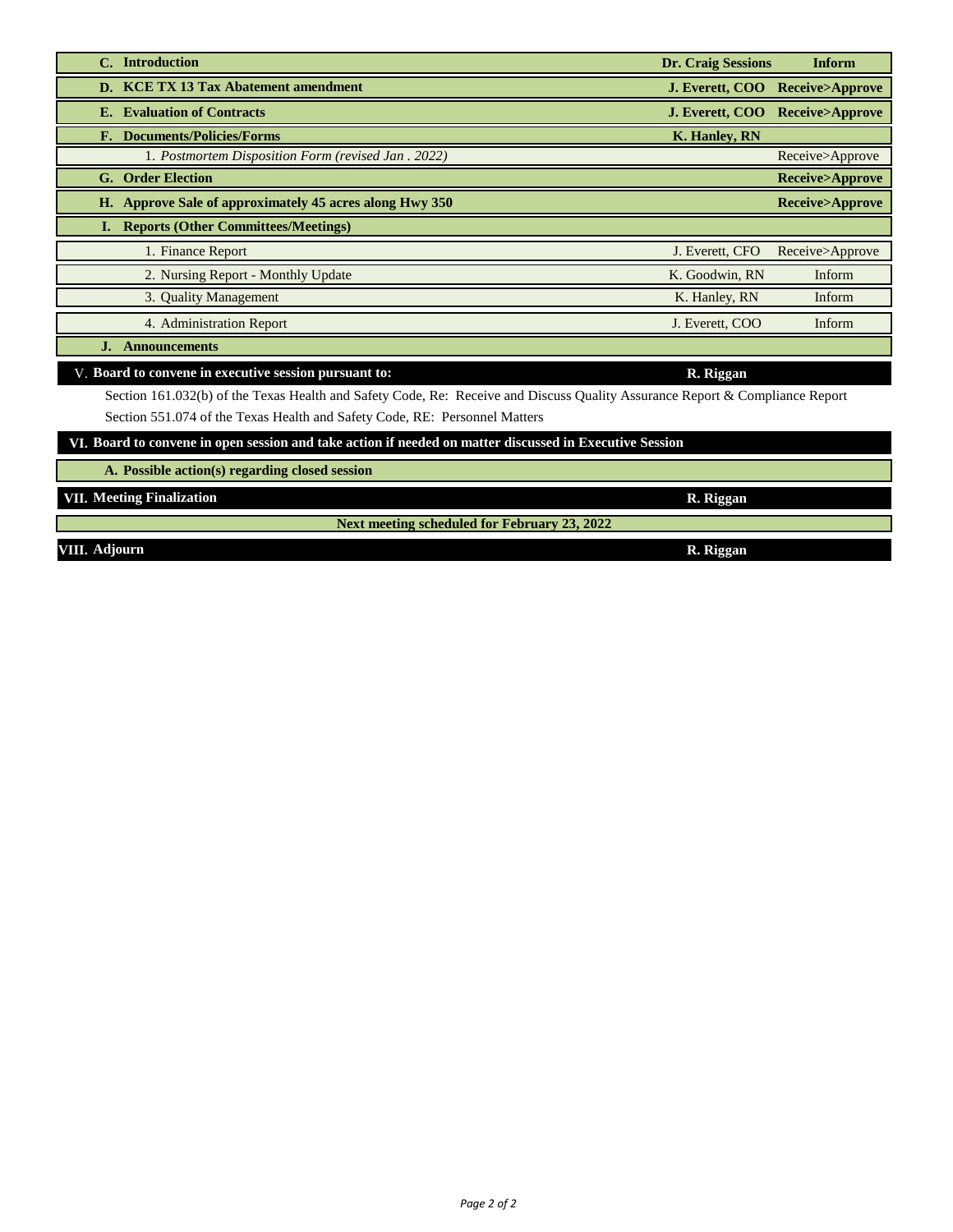| | | |
|---|---|---|
| **C. Introduction** | **Dr. Craig Sessions** | **Inform** |
| **D. KCE TX 13 Tax Abatement amendment** | **J. Everett, COO** | **Receive>Approve** |
| **E. Evaluation of Contracts** | **J. Everett, COO** | **Receive>Approve** |
| **F. Documents/Policies/Forms** | **K. Hanley, RN** | |
| 1. *Postmortem Disposition Form (revised Jan . 2022)* | | Receive>Approve |
| **G. Order Election** | | **Receive>Approve** |
| **H. Approve Sale of approximately 45 acres along Hwy 350** | | **Receive>Approve** |
| **I. Reports (Other Committees/Meetings)** | | |
| 1. Finance Report | J. Everett, CFO | Receive>Approve |
| 2. Nursing Report - Monthly Update | K. Goodwin, RN | Inform |
| 3. Quality Management | K. Hanley, RN | Inform |
| 4. Administration Report | J. Everett, COO | Inform |
| **J. Announcements** | | |

**V. Board to convene in executive session pursuant to:** — **R. Riggan**

Section 161.032(b) of the Texas Health and Safety Code, Re: Receive and Discuss Quality Assurance Report & Compliance Report

Section 551.074 of the Texas Health and Safety Code, RE: Personnel Matters

**VI. Board to convene in open session and take action if needed on matter discussed in Executive Session**

**A. Possible action(s) regarding closed session**

**VII. Meeting Finalization** — **R. Riggan**

**Next meeting scheduled for February 23, 2022**

**VIII. Adjourn** — **R. Riggan**